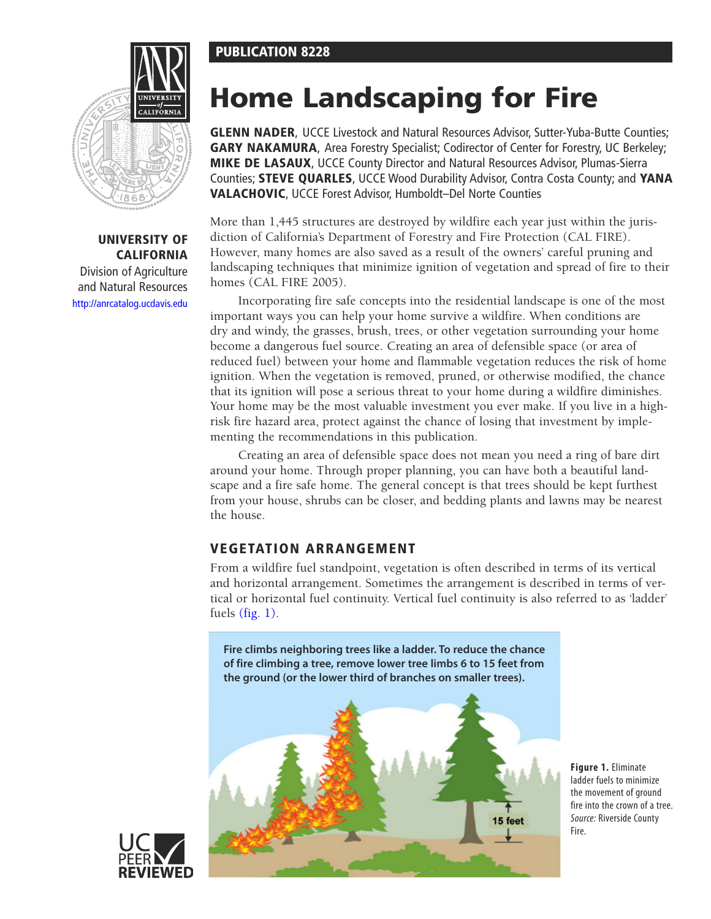PUBLICATION 8228

# Home Landscaping for Fire

**GLENN NADER**, UCCE Livestock and Natural Resources Advisor, Sutter-Yuba-Butte Counties; **GARY NAKAMURA**, Area Forestry Specialist; Codirector of Center for Forestry, UC Berkeley; **MIKE DE LASAUX**, UCCE County Director and Natural Resources Advisor, Plumas-Sierra Counties; **STEVE QUARLES**, UCCE Wood Durability Advisor, Contra Costa County; and **YANA VALACHOVIC**, UCCE Forest Advisor, Humboldt–Del Norte Counties

**UNIVERSITY OF CALIFORNIA**
Division of Agriculture and Natural Resources
http://anrcatalog.ucdavis.edu

More than 1,445 structures are destroyed by wildfire each year just within the jurisdiction of California's Department of Forestry and Fire Protection (CAL FIRE). However, many homes are also saved as a result of the owners' careful pruning and landscaping techniques that minimize ignition of vegetation and spread of fire to their homes (CAL FIRE 2005).

Incorporating fire safe concepts into the residential landscape is one of the most important ways you can help your home survive a wildfire. When conditions are dry and windy, the grasses, brush, trees, or other vegetation surrounding your home become a dangerous fuel source. Creating an area of defensible space (or area of reduced fuel) between your home and flammable vegetation reduces the risk of home ignition. When the vegetation is removed, pruned, or otherwise modified, the chance that its ignition will pose a serious threat to your home during a wildfire diminishes. Your home may be the most valuable investment you ever make. If you live in a high-risk fire hazard area, protect against the chance of losing that investment by implementing the recommendations in this publication.

Creating an area of defensible space does not mean you need a ring of bare dirt around your home. Through proper planning, you can have both a beautiful landscape and a fire safe home. The general concept is that trees should be kept furthest from your house, shrubs can be closer, and bedding plants and lawns may be nearest the house.

## VEGETATION ARRANGEMENT

From a wildfire fuel standpoint, vegetation is often described in terms of its vertical and horizontal arrangement. Sometimes the arrangement is described in terms of vertical or horizontal fuel continuity. Vertical fuel continuity is also referred to as 'ladder' fuels (fig. 1).

**Fire climbs neighboring trees like a ladder. To reduce the chance of fire climbing a tree, remove lower tree limbs 6 to 15 feet from the ground (or the lower third of branches on smaller trees).**

15 feet

**Figure 1.** Eliminate ladder fuels to minimize the movement of ground fire into the crown of a tree. *Source:* Riverside County Fire.

UC PEER REVIEWED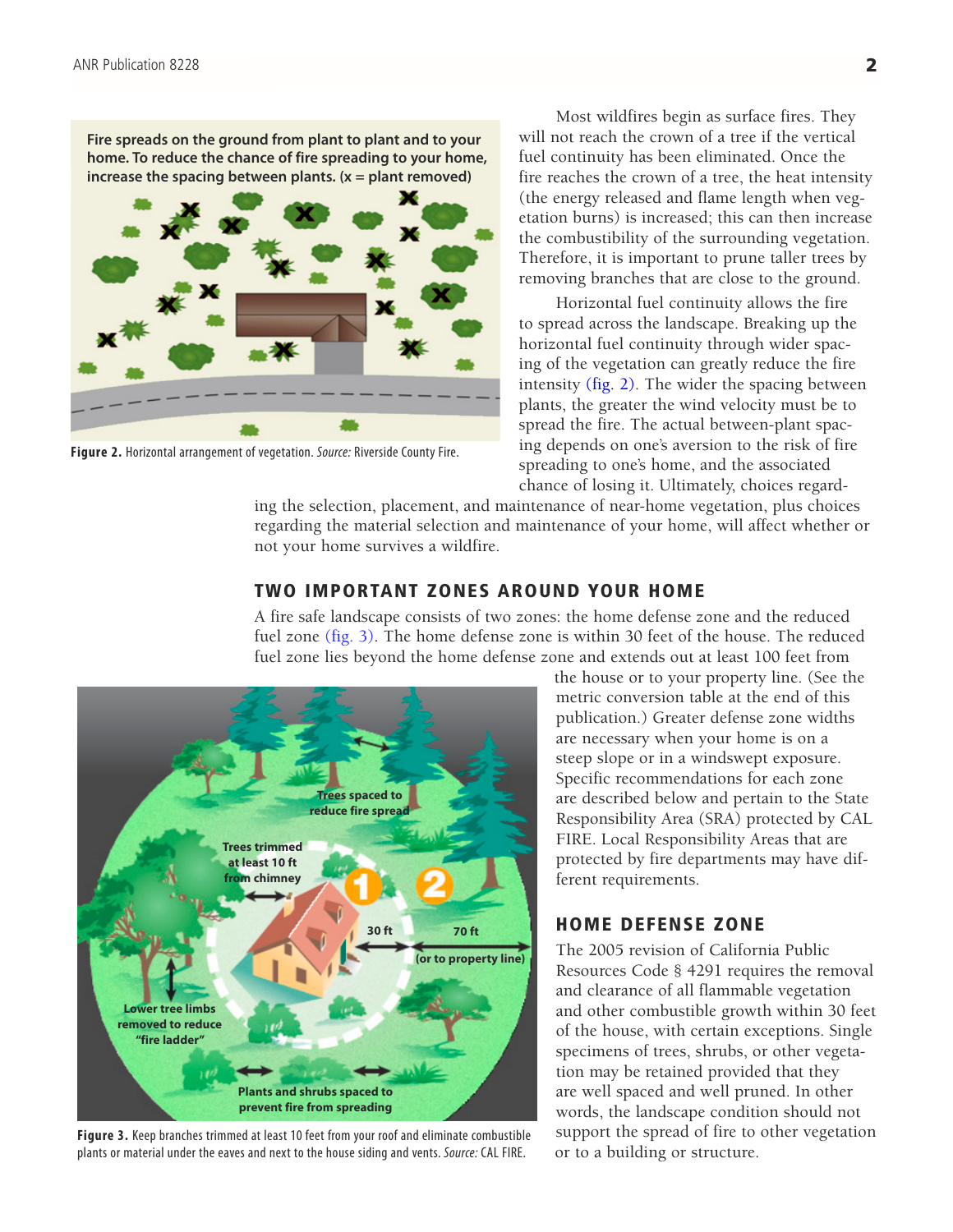Fire spreads on the ground from plant to plant and to your home. To reduce the chance of fire spreading to your home, increase the spacing between plants. (x = plant removed)

**Figure 2.** Horizontal arrangement of vegetation. *Source:* Riverside County Fire.

Most wildfires begin as surface fires. They will not reach the crown of a tree if the vertical fuel continuity has been eliminated. Once the fire reaches the crown of a tree, the heat intensity (the energy released and flame length when vegetation burns) is increased; this can then increase the combustibility of the surrounding vegetation. Therefore, it is important to prune taller trees by removing branches that are close to the ground.

Horizontal fuel continuity allows the fire to spread across the landscape. Breaking up the horizontal fuel continuity through wider spacing of the vegetation can greatly reduce the fire intensity (fig. 2). The wider the spacing between plants, the greater the wind velocity must be to spread the fire. The actual between-plant spacing depends on one's aversion to the risk of fire spreading to one's home, and the associated chance of losing it. Ultimately, choices regarding the selection, placement, and maintenance of near-home vegetation, plus choices regarding the material selection and maintenance of your home, will affect whether or not your home survives a wildfire.

## TWO IMPORTANT ZONES AROUND YOUR HOME

A fire safe landscape consists of two zones: the home defense zone and the reduced fuel zone (fig. 3). The home defense zone is within 30 feet of the house. The reduced fuel zone lies beyond the home defense zone and extends out at least 100 feet from the house or to your property line. (See the metric conversion table at the end of this publication.) Greater defense zone widths are necessary when your home is on a steep slope or in a windswept exposure. Specific recommendations for each zone are described below and pertain to the State Responsibility Area (SRA) protected by CAL FIRE. Local Responsibility Areas that are protected by fire departments may have different requirements.

Trees spaced to reduce fire spread

Trees trimmed at least 10 ft from chimney

1

2

30 ft

70 ft

(or to property line)

Lower tree limbs removed to reduce "fire ladder"

Plants and shrubs spaced to prevent fire from spreading

**Figure 3.** Keep branches trimmed at least 10 feet from your roof and eliminate combustible plants or material under the eaves and next to the house siding and vents. *Source:* CAL FIRE.

## HOME DEFENSE ZONE

The 2005 revision of California Public Resources Code § 4291 requires the removal and clearance of all flammable vegetation and other combustible growth within 30 feet of the house, with certain exceptions. Single specimens of trees, shrubs, or other vegetation may be retained provided that they are well spaced and well pruned. In other words, the landscape condition should not support the spread of fire to other vegetation or to a building or structure.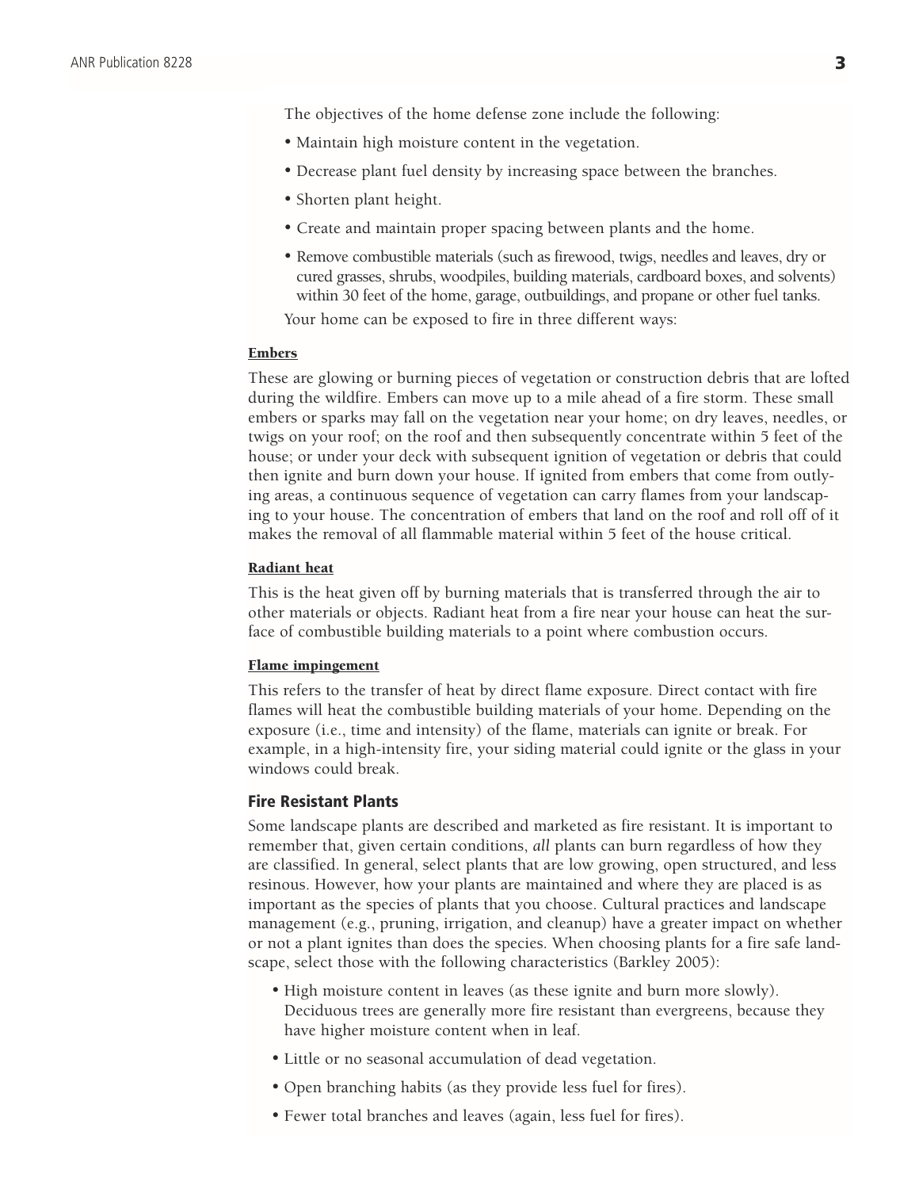The objectives of the home defense zone include the following:

- Maintain high moisture content in the vegetation.
- Decrease plant fuel density by increasing space between the branches.
- Shorten plant height.
- Create and maintain proper spacing between plants and the home.
- Remove combustible materials (such as firewood, twigs, needles and leaves, dry or cured grasses, shrubs, woodpiles, building materials, cardboard boxes, and solvents) within 30 feet of the home, garage, outbuildings, and propane or other fuel tanks.

Your home can be exposed to fire in three different ways:

#### Embers

These are glowing or burning pieces of vegetation or construction debris that are lofted during the wildfire. Embers can move up to a mile ahead of a fire storm. These small embers or sparks may fall on the vegetation near your home; on dry leaves, needles, or twigs on your roof; on the roof and then subsequently concentrate within 5 feet of the house; or under your deck with subsequent ignition of vegetation or debris that could then ignite and burn down your house. If ignited from embers that come from outlying areas, a continuous sequence of vegetation can carry flames from your landscaping to your house. The concentration of embers that land on the roof and roll off of it makes the removal of all flammable material within 5 feet of the house critical.

#### Radiant heat

This is the heat given off by burning materials that is transferred through the air to other materials or objects. Radiant heat from a fire near your house can heat the surface of combustible building materials to a point where combustion occurs.

#### Flame impingement

This refers to the transfer of heat by direct flame exposure. Direct contact with fire flames will heat the combustible building materials of your home. Depending on the exposure (i.e., time and intensity) of the flame, materials can ignite or break. For example, in a high-intensity fire, your siding material could ignite or the glass in your windows could break.

### Fire Resistant Plants

Some landscape plants are described and marketed as fire resistant. It is important to remember that, given certain conditions, *all* plants can burn regardless of how they are classified. In general, select plants that are low growing, open structured, and less resinous. However, how your plants are maintained and where they are placed is as important as the species of plants that you choose. Cultural practices and landscape management (e.g., pruning, irrigation, and cleanup) have a greater impact on whether or not a plant ignites than does the species. When choosing plants for a fire safe landscape, select those with the following characteristics (Barkley 2005):

- High moisture content in leaves (as these ignite and burn more slowly). Deciduous trees are generally more fire resistant than evergreens, because they have higher moisture content when in leaf.
- Little or no seasonal accumulation of dead vegetation.
- Open branching habits (as they provide less fuel for fires).
- Fewer total branches and leaves (again, less fuel for fires).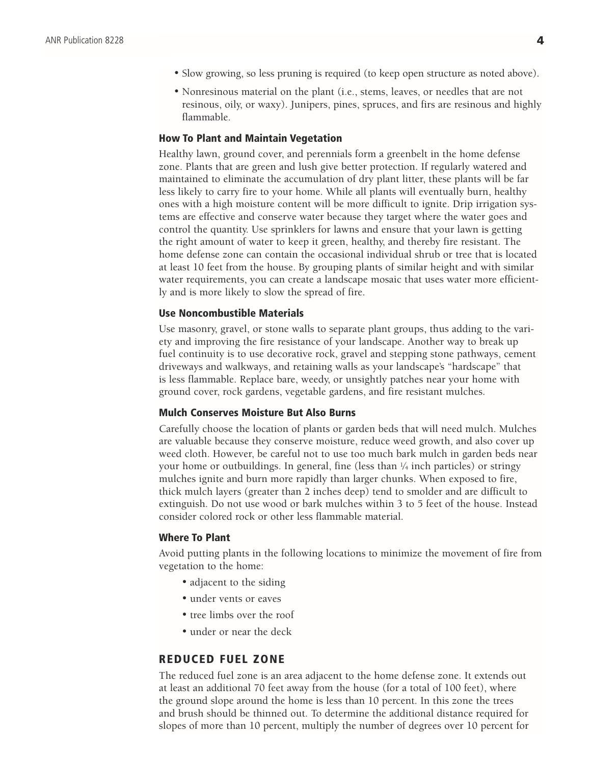- Slow growing, so less pruning is required (to keep open structure as noted above).
- Nonresinous material on the plant (i.e., stems, leaves, or needles that are not resinous, oily, or waxy). Junipers, pines, spruces, and firs are resinous and highly flammable.

### How To Plant and Maintain Vegetation

Healthy lawn, ground cover, and perennials form a greenbelt in the home defense zone. Plants that are green and lush give better protection. If regularly watered and maintained to eliminate the accumulation of dry plant litter, these plants will be far less likely to carry fire to your home. While all plants will eventually burn, healthy ones with a high moisture content will be more difficult to ignite. Drip irrigation systems are effective and conserve water because they target where the water goes and control the quantity. Use sprinklers for lawns and ensure that your lawn is getting the right amount of water to keep it green, healthy, and thereby fire resistant. The home defense zone can contain the occasional individual shrub or tree that is located at least 10 feet from the house. By grouping plants of similar height and with similar water requirements, you can create a landscape mosaic that uses water more efficiently and is more likely to slow the spread of fire.

### Use Noncombustible Materials

Use masonry, gravel, or stone walls to separate plant groups, thus adding to the variety and improving the fire resistance of your landscape. Another way to break up fuel continuity is to use decorative rock, gravel and stepping stone pathways, cement driveways and walkways, and retaining walls as your landscape's "hardscape" that is less flammable. Replace bare, weedy, or unsightly patches near your home with ground cover, rock gardens, vegetable gardens, and fire resistant mulches.

### Mulch Conserves Moisture But Also Burns

Carefully choose the location of plants or garden beds that will need mulch. Mulches are valuable because they conserve moisture, reduce weed growth, and also cover up weed cloth. However, be careful not to use too much bark mulch in garden beds near your home or outbuildings. In general, fine (less than ¼ inch particles) or stringy mulches ignite and burn more rapidly than larger chunks. When exposed to fire, thick mulch layers (greater than 2 inches deep) tend to smolder and are difficult to extinguish. Do not use wood or bark mulches within 3 to 5 feet of the house. Instead consider colored rock or other less flammable material.

### Where To Plant

Avoid putting plants in the following locations to minimize the movement of fire from vegetation to the home:

- adjacent to the siding
- under vents or eaves
- tree limbs over the roof
- under or near the deck

## REDUCED FUEL ZONE

The reduced fuel zone is an area adjacent to the home defense zone. It extends out at least an additional 70 feet away from the house (for a total of 100 feet), where the ground slope around the home is less than 10 percent. In this zone the trees and brush should be thinned out. To determine the additional distance required for slopes of more than 10 percent, multiply the number of degrees over 10 percent for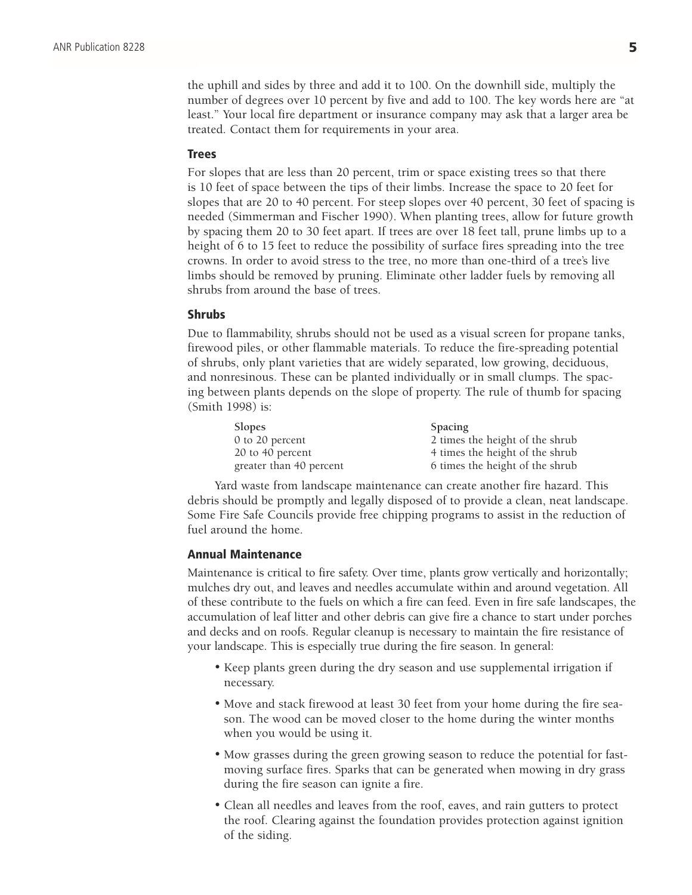the uphill and sides by three and add it to 100. On the downhill side, multiply the number of degrees over 10 percent by five and add to 100. The key words here are "at least." Your local fire department or insurance company may ask that a larger area be treated. Contact them for requirements in your area.

### Trees

For slopes that are less than 20 percent, trim or space existing trees so that there is 10 feet of space between the tips of their limbs. Increase the space to 20 feet for slopes that are 20 to 40 percent. For steep slopes over 40 percent, 30 feet of spacing is needed (Simmerman and Fischer 1990). When planting trees, allow for future growth by spacing them 20 to 30 feet apart. If trees are over 18 feet tall, prune limbs up to a height of 6 to 15 feet to reduce the possibility of surface fires spreading into the tree crowns. In order to avoid stress to the tree, no more than one-third of a tree's live limbs should be removed by pruning. Eliminate other ladder fuels by removing all shrubs from around the base of trees.

### Shrubs

Due to flammability, shrubs should not be used as a visual screen for propane tanks, firewood piles, or other flammable materials. To reduce the fire-spreading potential of shrubs, only plant varieties that are widely separated, low growing, deciduous, and nonresinous. These can be planted individually or in small clumps. The spacing between plants depends on the slope of property. The rule of thumb for spacing (Smith 1998) is:

| Slopes | Spacing |
|---|---|
| 0 to 20 percent | 2 times the height of the shrub |
| 20 to 40 percent | 4 times the height of the shrub |
| greater than 40 percent | 6 times the height of the shrub |

Yard waste from landscape maintenance can create another fire hazard. This debris should be promptly and legally disposed of to provide a clean, neat landscape. Some Fire Safe Councils provide free chipping programs to assist in the reduction of fuel around the home.

### Annual Maintenance

Maintenance is critical to fire safety. Over time, plants grow vertically and horizontally; mulches dry out, and leaves and needles accumulate within and around vegetation. All of these contribute to the fuels on which a fire can feed. Even in fire safe landscapes, the accumulation of leaf litter and other debris can give fire a chance to start under porches and decks and on roofs. Regular cleanup is necessary to maintain the fire resistance of your landscape. This is especially true during the fire season. In general:

- Keep plants green during the dry season and use supplemental irrigation if necessary.
- Move and stack firewood at least 30 feet from your home during the fire season. The wood can be moved closer to the home during the winter months when you would be using it.
- Mow grasses during the green growing season to reduce the potential for fast-moving surface fires. Sparks that can be generated when mowing in dry grass during the fire season can ignite a fire.
- Clean all needles and leaves from the roof, eaves, and rain gutters to protect the roof. Clearing against the foundation provides protection against ignition of the siding.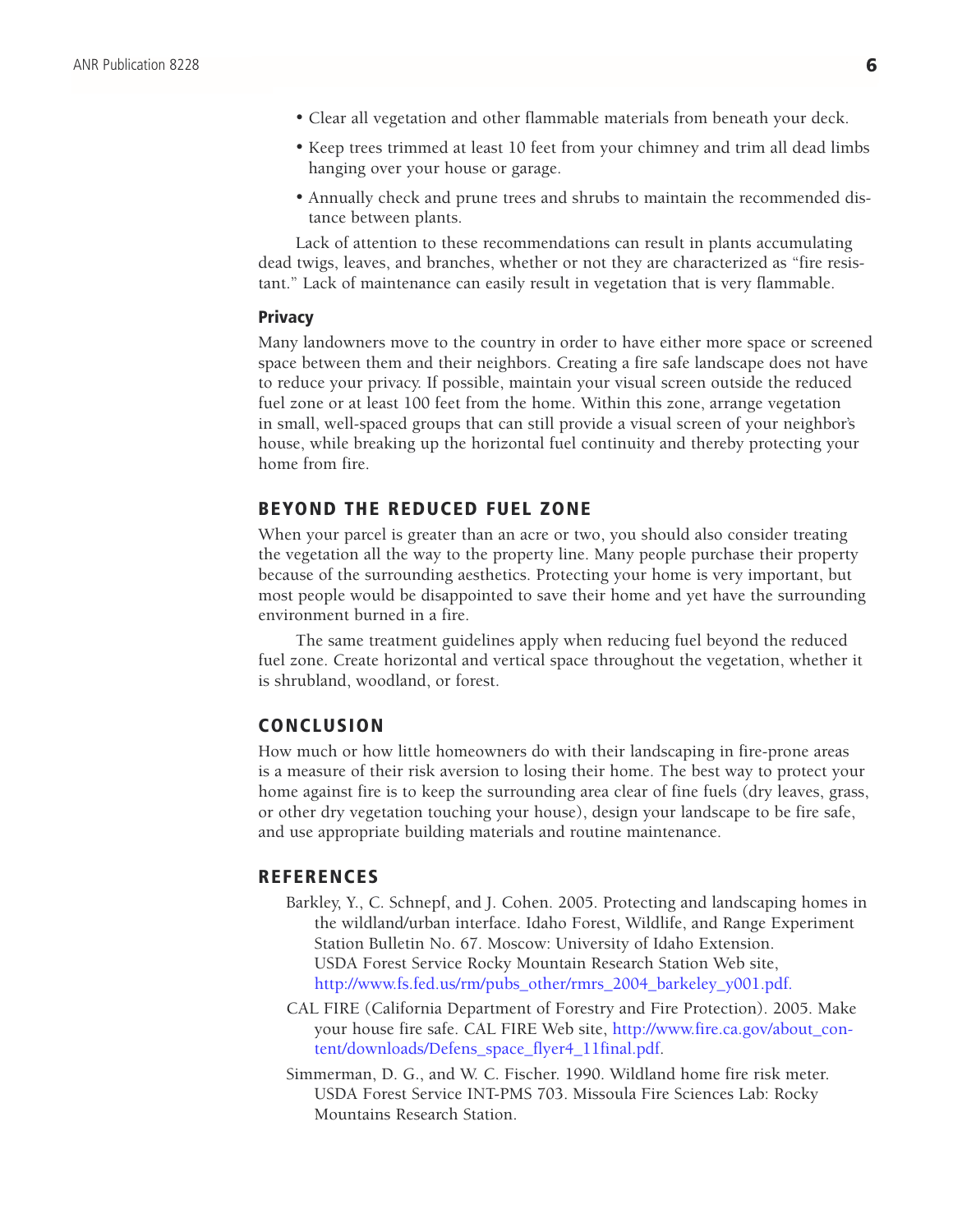- Clear all vegetation and other flammable materials from beneath your deck.
- Keep trees trimmed at least 10 feet from your chimney and trim all dead limbs hanging over your house or garage.
- Annually check and prune trees and shrubs to maintain the recommended distance between plants.

Lack of attention to these recommendations can result in plants accumulating dead twigs, leaves, and branches, whether or not they are characterized as "fire resistant." Lack of maintenance can easily result in vegetation that is very flammable.

### Privacy

Many landowners move to the country in order to have either more space or screened space between them and their neighbors. Creating a fire safe landscape does not have to reduce your privacy. If possible, maintain your visual screen outside the reduced fuel zone or at least 100 feet from the home. Within this zone, arrange vegetation in small, well-spaced groups that can still provide a visual screen of your neighbor's house, while breaking up the horizontal fuel continuity and thereby protecting your home from fire.

## BEYOND THE REDUCED FUEL ZONE

When your parcel is greater than an acre or two, you should also consider treating the vegetation all the way to the property line. Many people purchase their property because of the surrounding aesthetics. Protecting your home is very important, but most people would be disappointed to save their home and yet have the surrounding environment burned in a fire.

The same treatment guidelines apply when reducing fuel beyond the reduced fuel zone. Create horizontal and vertical space throughout the vegetation, whether it is shrubland, woodland, or forest.

## CONCLUSION

How much or how little homeowners do with their landscaping in fire-prone areas is a measure of their risk aversion to losing their home. The best way to protect your home against fire is to keep the surrounding area clear of fine fuels (dry leaves, grass, or other dry vegetation touching your house), design your landscape to be fire safe, and use appropriate building materials and routine maintenance.

## REFERENCES

Barkley, Y., C. Schnepf, and J. Cohen. 2005. Protecting and landscaping homes in the wildland/urban interface. Idaho Forest, Wildlife, and Range Experiment Station Bulletin No. 67. Moscow: University of Idaho Extension. USDA Forest Service Rocky Mountain Research Station Web site, http://www.fs.fed.us/rm/pubs_other/rmrs_2004_barkeley_y001.pdf.

CAL FIRE (California Department of Forestry and Fire Protection). 2005. Make your house fire safe. CAL FIRE Web site, http://www.fire.ca.gov/about_content/downloads/Defens_space_flyer4_11final.pdf.

Simmerman, D. G., and W. C. Fischer. 1990. Wildland home fire risk meter. USDA Forest Service INT-PMS 703. Missoula Fire Sciences Lab: Rocky Mountains Research Station.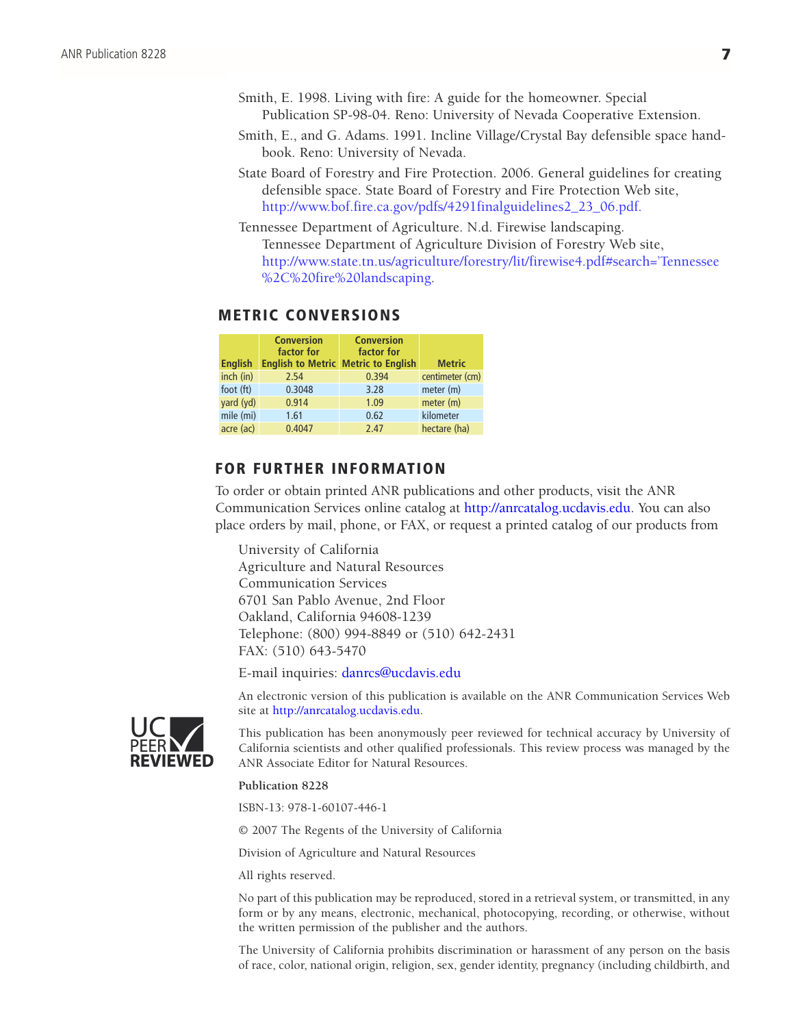Smith, E. 1998. Living with fire: A guide for the homeowner. Special Publication SP-98-04. Reno: University of Nevada Cooperative Extension.

Smith, E., and G. Adams. 1991. Incline Village/Crystal Bay defensible space handbook. Reno: University of Nevada.

State Board of Forestry and Fire Protection. 2006. General guidelines for creating defensible space. State Board of Forestry and Fire Protection Web site, http://www.bof.fire.ca.gov/pdfs/4291finalguidelines2_23_06.pdf.

Tennessee Department of Agriculture. N.d. Firewise landscaping. Tennessee Department of Agriculture Division of Forestry Web site, http://www.state.tn.us/agriculture/forestry/lit/firewise4.pdf#search='Tennessee%2C%20fire%20landscaping.

## METRIC CONVERSIONS

| English | Conversion factor for English to Metric | Conversion factor for Metric to English | Metric |
|---|---|---|---|
| inch (in) | 2.54 | 0.394 | centimeter (cm) |
| foot (ft) | 0.3048 | 3.28 | meter (m) |
| yard (yd) | 0.914 | 1.09 | meter (m) |
| mile (mi) | 1.61 | 0.62 | kilometer |
| acre (ac) | 0.4047 | 2.47 | hectare (ha) |

## FOR FURTHER INFORMATION

To order or obtain printed ANR publications and other products, visit the ANR Communication Services online catalog at http://anrcatalog.ucdavis.edu. You can also place orders by mail, phone, or FAX, or request a printed catalog of our products from

University of California
Agriculture and Natural Resources
Communication Services
6701 San Pablo Avenue, 2nd Floor
Oakland, California 94608-1239
Telephone: (800) 994-8849 or (510) 642-2431
FAX: (510) 643-5470

E-mail inquiries: danrcs@ucdavis.edu

An electronic version of this publication is available on the ANR Communication Services Web site at http://anrcatalog.ucdavis.edu.

UC PEER REVIEWED

This publication has been anonymously peer reviewed for technical accuracy by University of California scientists and other qualified professionals. This review process was managed by the ANR Associate Editor for Natural Resources.

**Publication 8228**

ISBN-13: 978-1-60107-446-1

© 2007 The Regents of the University of California

Division of Agriculture and Natural Resources

All rights reserved.

No part of this publication may be reproduced, stored in a retrieval system, or transmitted, in any form or by any means, electronic, mechanical, photocopying, recording, or otherwise, without the written permission of the publisher and the authors.

The University of California prohibits discrimination or harassment of any person on the basis of race, color, national origin, religion, sex, gender identity, pregnancy (including childbirth, and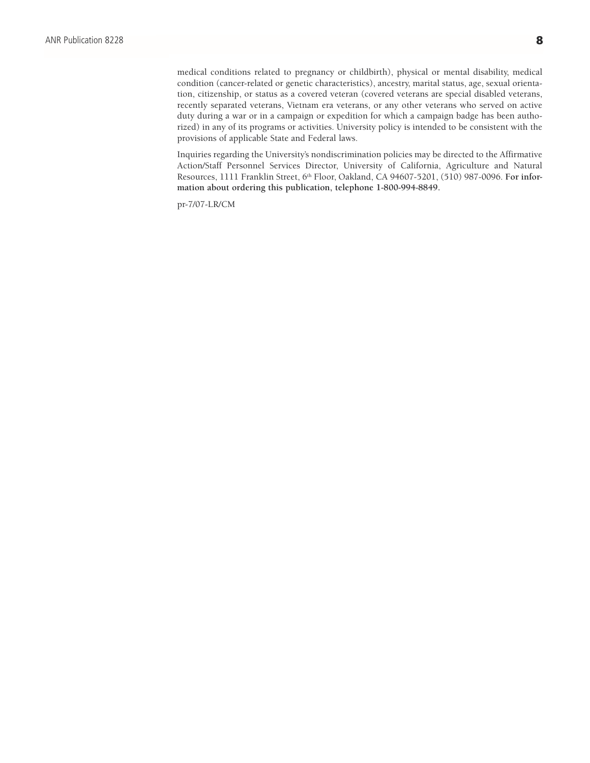medical conditions related to pregnancy or childbirth), physical or mental disability, medical condition (cancer-related or genetic characteristics), ancestry, marital status, age, sexual orientation, citizenship, or status as a covered veteran (covered veterans are special disabled veterans, recently separated veterans, Vietnam era veterans, or any other veterans who served on active duty during a war or in a campaign or expedition for which a campaign badge has been authorized) in any of its programs or activities. University policy is intended to be consistent with the provisions of applicable State and Federal laws.

Inquiries regarding the University's nondiscrimination policies may be directed to the Affirmative Action/Staff Personnel Services Director, University of California, Agriculture and Natural Resources, 1111 Franklin Street, 6th Floor, Oakland, CA 94607-5201, (510) 987-0096. **For information about ordering this publication, telephone 1-800-994-8849.**

pr-7/07-LR/CM